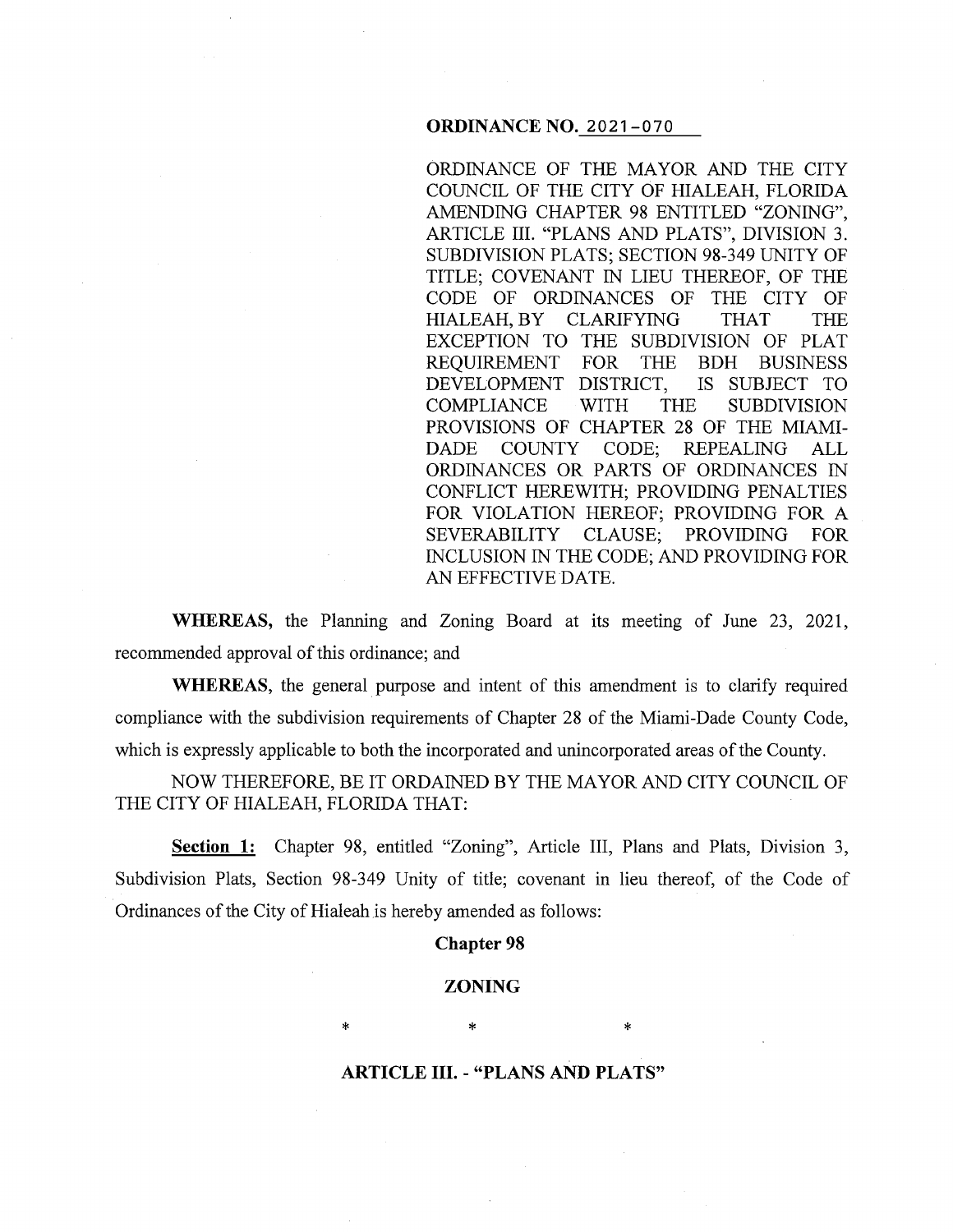**ORDINANCE NO. 2021-070**

ORDINANCE OF THE MAYOR AND THE CITY COUNCIL OF THE CITY OF HIALEAH, FLORIDA AMENDING CHAPTER 98 ENTITLED "ZONING", ARTICLE III. "PLANS AND PLATS", DIVISION 3. SUBDIVISION PLATS; SECTION 98-349 UNITY OF TITLE; COVENANT IN LIEU THEREOF, OF THE CODE OF ORDINANCES OF THE CITY OF HIALEAH, BY CLARIFYING THAT THE EXCEPTION TO THE SUBDIVISION OF PLAT REQUIREMENT FOR THE BDH BUSINESS DEVELOPMENT DISTRICT, IS SUBJECT TO COMPLIANCE WITH THE SUBDIVISION PROVISIONS OF CHAPTER 28 OF THE MIAMI-DADE COUNTY CODE; REPEALING ALL ORDINANCES OR PARTS OF ORDINANCES IN CONFLICT HEREWITH; PROVIDING PENALTIES FOR VIOLATION HEREOF; PROVIDING FOR A SEVERABILITY CLAUSE; PROVIDING FOR INCLUSION IN THE CODE; AND PROVIDING FOR AN EFFECTIVE DATE.

**WHEREAS,** the Planning and Zoning Board at its meeting of June 23, 2021, recommended approval of this ordinance; and

**WHEREAS,** the general purpose and intent of this amendment is to clarify required compliance with the subdivision requirements of Chapter 28 of the Miami-Dade County Code, which is expressly applicable to both the incorporated and unincorporated areas of the County.

NOW THEREFORE, BE IT ORDAINED BY THE MAYOR AND CITY COUNCIL OF THE CITY OF HIALEAH, FLORIDA THAT:

**Section 1:** Chapter 98, entitled "Zoning", Article III, Plans and Plats, Division 3, Subdivision Plats, Section 98-349 Unity of title; covenant in lieu thereof, of the Code of Ordinances of the City of Hialeah is hereby amended as follows:

**Chapter 98**

**ZONING**

\* \* \*

**ARTICLE III. - "PLANS AND PLATS"**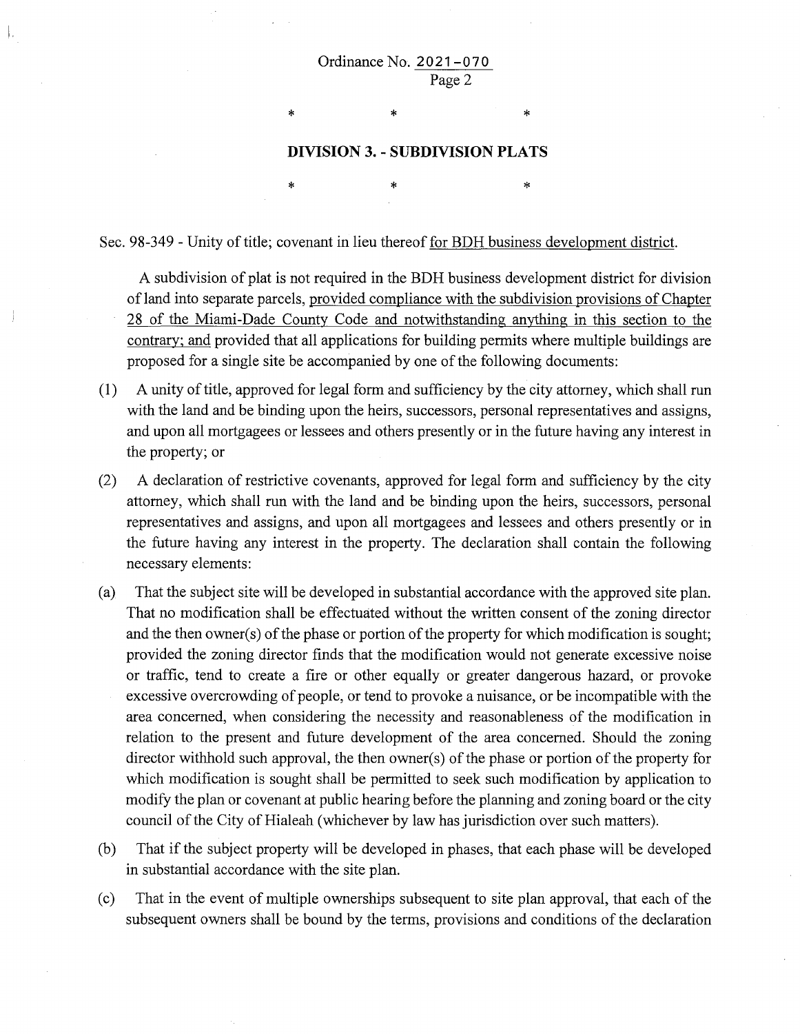Ordinance No. 2021-070

\*                    \*                    \*

**DIVISION 3. - SUBDIVISION PLATS**

\*                    \*                    \*

Sec. 98-349 - Unity of title; covenant in lieu thereof <u>for BDH business development district</u>.

A subdivision of plat is not required in the BDH business development district for division of land into separate parcels, <u>provided compliance with the subdivision provisions of Chapter 28 of the Miami-Dade County Code and notwithstanding anything in this section to the contrary; and</u> provided that all applications for building permits where multiple buildings are proposed for a single site be accompanied by one of the following documents:

(1) A unity of title, approved for legal form and sufficiency by the city attorney, which shall run with the land and be binding upon the heirs, successors, personal representatives and assigns, and upon all mortgagees or lessees and others presently or in the future having any interest in the property; or

(2) A declaration of restrictive covenants, approved for legal form and sufficiency by the city attorney, which shall run with the land and be binding upon the heirs, successors, personal representatives and assigns, and upon all mortgagees and lessees and others presently or in the future having any interest in the property. The declaration shall contain the following necessary elements:

(a) That the subject site will be developed in substantial accordance with the approved site plan. That no modification shall be effectuated without the written consent of the zoning director and the then owner(s) of the phase or portion of the property for which modification is sought; provided the zoning director finds that the modification would not generate excessive noise or traffic, tend to create a fire or other equally or greater dangerous hazard, or provoke excessive overcrowding of people, or tend to provoke a nuisance, or be incompatible with the area concerned, when considering the necessity and reasonableness of the modification in relation to the present and future development of the area concerned. Should the zoning director withhold such approval, the then owner(s) of the phase or portion of the property for which modification is sought shall be permitted to seek such modification by application to modify the plan or covenant at public hearing before the planning and zoning board or the city council of the City of Hialeah (whichever by law has jurisdiction over such matters).

(b) That if the subject property will be developed in phases, that each phase will be developed in substantial accordance with the site plan.

(c) That in the event of multiple ownerships subsequent to site plan approval, that each of the subsequent owners shall be bound by the terms, provisions and conditions of the declaration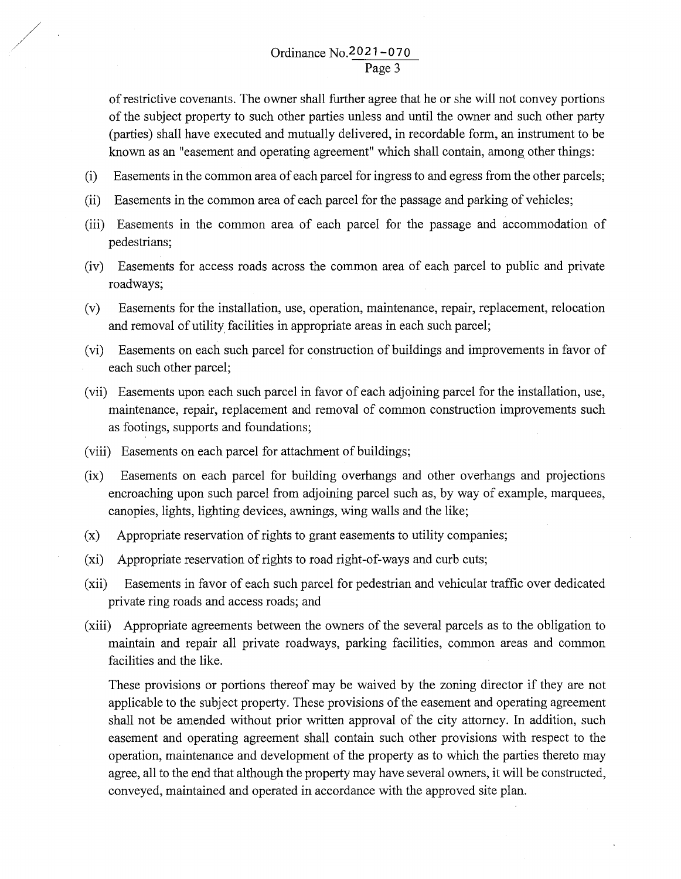of restrictive covenants. The owner shall further agree that he or she will not convey portions of the subject property to such other parties unless and until the owner and such other party (parties) shall have executed and mutually delivered, in recordable form, an instrument to be known as an "easement and operating agreement" which shall contain, among other things:

(i) Easements in the common area of each parcel for ingress to and egress from the other parcels;

(ii) Easements in the common area of each parcel for the passage and parking of vehicles;

(iii) Easements in the common area of each parcel for the passage and accommodation of pedestrians;

(iv) Easements for access roads across the common area of each parcel to public and private roadways;

(v) Easements for the installation, use, operation, maintenance, repair, replacement, relocation and removal of utility facilities in appropriate areas in each such parcel;

(vi) Easements on each such parcel for construction of buildings and improvements in favor of each such other parcel;

(vii) Easements upon each such parcel in favor of each adjoining parcel for the installation, use, maintenance, repair, replacement and removal of common construction improvements such as footings, supports and foundations;

(viii) Easements on each parcel for attachment of buildings;

(ix) Easements on each parcel for building overhangs and other overhangs and projections encroaching upon such parcel from adjoining parcel such as, by way of example, marquees, canopies, lights, lighting devices, awnings, wing walls and the like;

(x) Appropriate reservation of rights to grant easements to utility companies;

(xi) Appropriate reservation of rights to road right-of-ways and curb cuts;

(xii) Easements in favor of each such parcel for pedestrian and vehicular traffic over dedicated private ring roads and access roads; and

(xiii) Appropriate agreements between the owners of the several parcels as to the obligation to maintain and repair all private roadways, parking facilities, common areas and common facilities and the like.

These provisions or portions thereof may be waived by the zoning director if they are not applicable to the subject property. These provisions of the easement and operating agreement shall not be amended without prior written approval of the city attorney. In addition, such easement and operating agreement shall contain such other provisions with respect to the operation, maintenance and development of the property as to which the parties thereto may agree, all to the end that although the property may have several owners, it will be constructed, conveyed, maintained and operated in accordance with the approved site plan.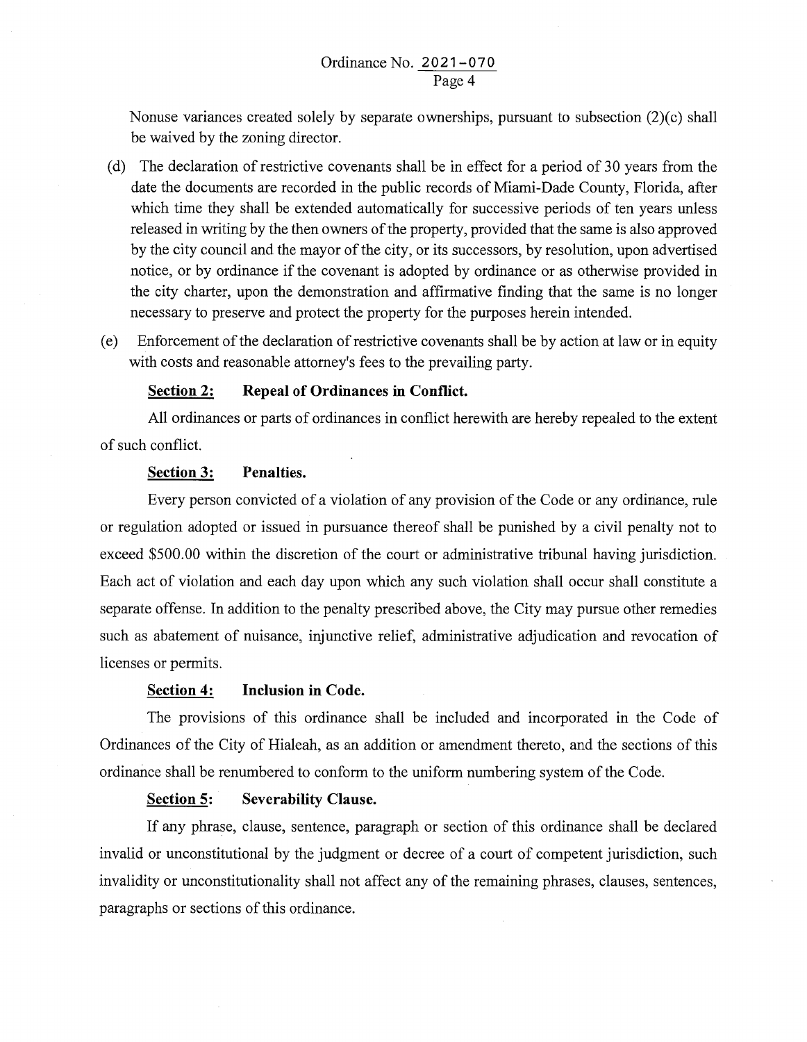Nonuse variances created solely by separate ownerships, pursuant to subsection (2)(c) shall be waived by the zoning director.

(d) The declaration of restrictive covenants shall be in effect for a period of 30 years from the date the documents are recorded in the public records of Miami-Dade County, Florida, after which time they shall be extended automatically for successive periods of ten years unless released in writing by the then owners of the property, provided that the same is also approved by the city council and the mayor of the city, or its successors, by resolution, upon advertised notice, or by ordinance if the covenant is adopted by ordinance or as otherwise provided in the city charter, upon the demonstration and affirmative finding that the same is no longer necessary to preserve and protect the property for the purposes herein intended.

(e) Enforcement of the declaration of restrictive covenants shall be by action at law or in equity with costs and reasonable attorney's fees to the prevailing party.

**Section 2: Repeal of Ordinances in Conflict.**

All ordinances or parts of ordinances in conflict herewith are hereby repealed to the extent of such conflict.

**Section 3: Penalties.**

Every person convicted of a violation of any provision of the Code or any ordinance, rule or regulation adopted or issued in pursuance thereof shall be punished by a civil penalty not to exceed $500.00 within the discretion of the court or administrative tribunal having jurisdiction. Each act of violation and each day upon which any such violation shall occur shall constitute a separate offense. In addition to the penalty prescribed above, the City may pursue other remedies such as abatement of nuisance, injunctive relief, administrative adjudication and revocation of licenses or permits.

**Section 4: Inclusion in Code.**

The provisions of this ordinance shall be included and incorporated in the Code of Ordinances of the City of Hialeah, as an addition or amendment thereto, and the sections of this ordinance shall be renumbered to conform to the uniform numbering system of the Code.

**Section 5: Severability Clause.**

If any phrase, clause, sentence, paragraph or section of this ordinance shall be declared invalid or unconstitutional by the judgment or decree of a court of competent jurisdiction, such invalidity or unconstitutionality shall not affect any of the remaining phrases, clauses, sentences, paragraphs or sections of this ordinance.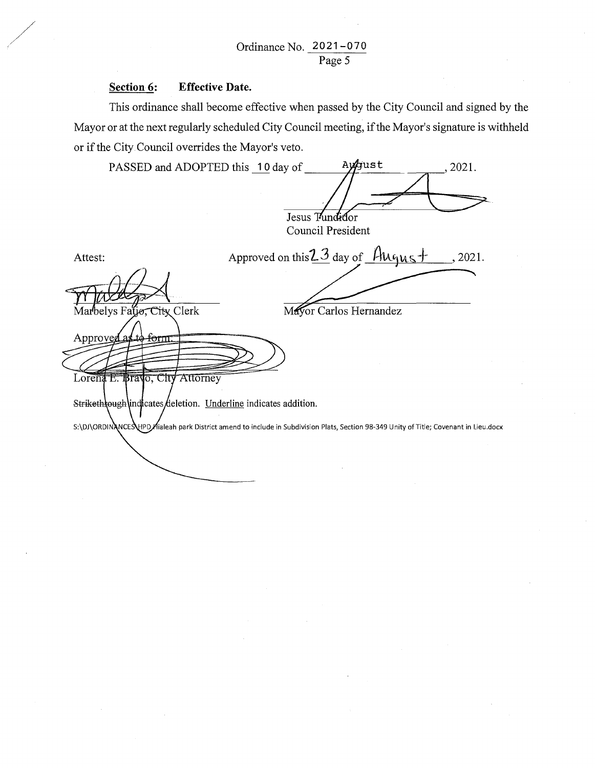Ordinance No. 2021-070

Page 5

**Section 6: Effective Date.**

This ordinance shall become effective when passed by the City Council and signed by the Mayor or at the next regularly scheduled City Council meeting, if the Mayor's signature is withheld or if the City Council overrides the Mayor's veto.

PASSED and ADOPTED this 10 day of August, 2021.

Jesus Tundidor
Council President

Attest:

Approved on this 23 day of August, 2021.

Marbelys Fatjo, City Clerk

Mayor Carlos Hernandez

Approved as to form:

Lorena E. Bravo, City Attorney

~~Strikethrough~~ indicates deletion. <u>Underline</u> indicates addition.

S:\DJ\ORDINANCES\HPD Hialeah park District amend to include in Subdivision Plats, Section 98-349 Unity of Title; Covenant in Lieu.docx